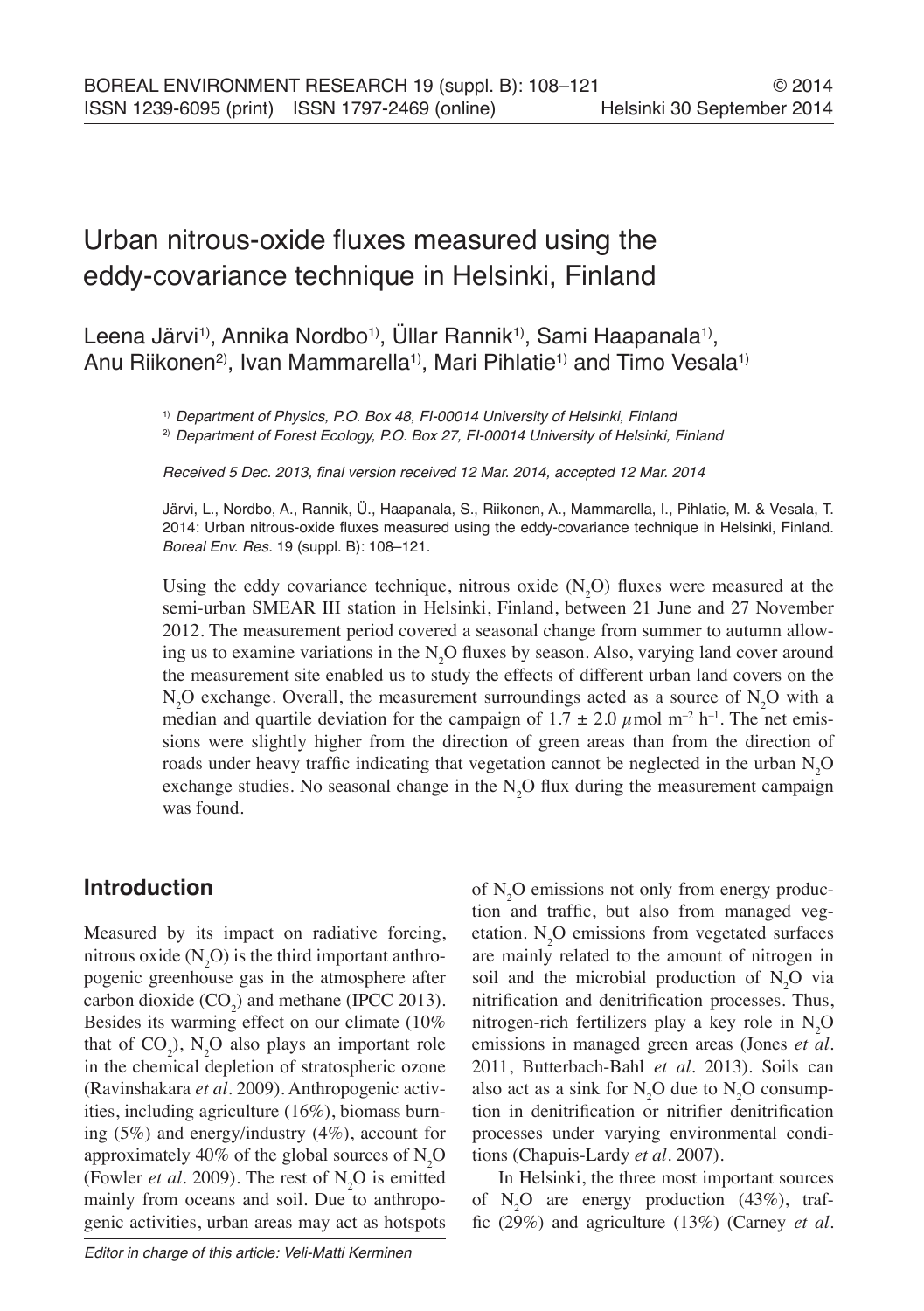# Urban nitrous-oxide fluxes measured using the eddy-covariance technique in Helsinki, Finland

Leena Järvi[1)], Annika Nordbo[1)], Üllar Rannik[1)], Sami Haapanala[1)], Anu Riikonen[2)], Ivan Mammarella[1)], Mari Pihlatie[1)] and Timo Vesala[1)]

[1)] *Department of Physics, P.O. Box 48, FI-00014 University of Helsinki, Finland*
[2)] *Department of Forest Ecology, P.O. Box 27, FI-00014 University of Helsinki, Finland*

*Received 5 Dec. 2013, final version received 12 Mar. 2014, accepted 12 Mar. 2014*

Järvi, L., Nordbo, A., Rannik, Ü., Haapanala, S., Riikonen, A., Mammarella, I., Pihlatie, M. & Vesala, T. 2014: Urban nitrous-oxide fluxes measured using the eddy-covariance technique in Helsinki, Finland. *Boreal Env. Res.* 19 (suppl. B): 108–121.

Using the eddy covariance technique, nitrous oxide ($N_2O$) fluxes were measured at the semi-urban SMEAR III station in Helsinki, Finland, between 21 June and 27 November 2012. The measurement period covered a seasonal change from summer to autumn allowing us to examine variations in the $N_2O$ fluxes by season. Also, varying land cover around the measurement site enabled us to study the effects of different urban land covers on the $N_2O$ exchange. Overall, the measurement surroundings acted as a source of $N_2O$ with a median and quartile deviation for the campaign of $1.7 \pm 2.0$ $\mu$mol m$^{-2}$ h$^{-1}$. The net emissions were slightly higher from the direction of green areas than from the direction of roads under heavy traffic indicating that vegetation cannot be neglected in the urban $N_2O$ exchange studies. No seasonal change in the $N_2O$ flux during the measurement campaign was found.

## Introduction

Measured by its impact on radiative forcing, nitrous oxide ($N_2O$) is the third important anthropogenic greenhouse gas in the atmosphere after carbon dioxide ($CO_2$) and methane (IPCC 2013). Besides its warming effect on our climate (10% that of $CO_2$), $N_2O$ also plays an important role in the chemical depletion of stratospheric ozone (Ravinshakara *et al*. 2009). Anthropogenic activities, including agriculture (16%), biomass burning (5%) and energy/industry (4%), account for approximately 40% of the global sources of $N_2O$ (Fowler *et al*. 2009). The rest of $N_2O$ is emitted mainly from oceans and soil. Due to anthropogenic activities, urban areas may act as hotspots of $N_2O$ emissions not only from energy production and traffic, but also from managed vegetation. $N_2O$ emissions from vegetated surfaces are mainly related to the amount of nitrogen in soil and the microbial production of $N_2O$ via nitrification and denitrification processes. Thus, nitrogen-rich fertilizers play a key role in $N_2O$ emissions in managed green areas (Jones *et al*. 2011, Butterbach-Bahl *et al*. 2013). Soils can also act as a sink for $N_2O$ due to $N_2O$ consumption in denitrification or nitrifier denitrification processes under varying environmental conditions (Chapuis-Lardy *et al*. 2007).

In Helsinki, the three most important sources of $N_2O$ are energy production (43%), traffic (29%) and agriculture (13%) (Carney *et al*.

*Editor in charge of this article: Veli-Matti Kerminen*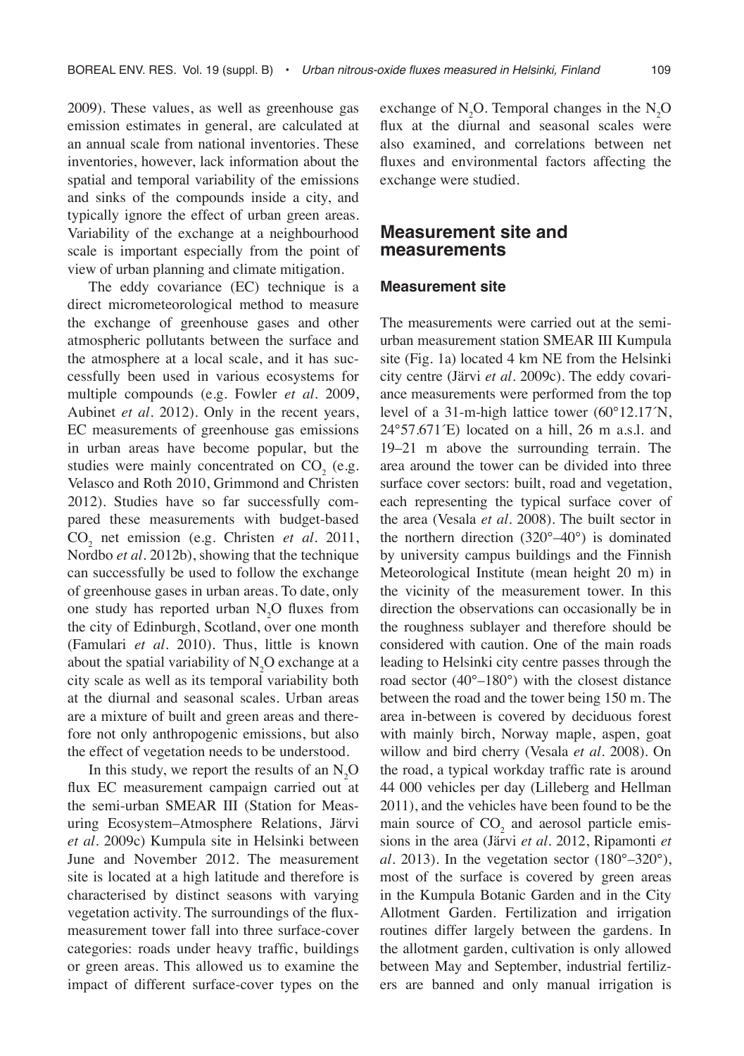2009). These values, as well as greenhouse gas emission estimates in general, are calculated at an annual scale from national inventories. These inventories, however, lack information about the spatial and temporal variability of the emissions and sinks of the compounds inside a city, and typically ignore the effect of urban green areas. Variability of the exchange at a neighbourhood scale is important especially from the point of view of urban planning and climate mitigation.

The eddy covariance (EC) technique is a direct micrometeorological method to measure the exchange of greenhouse gases and other atmospheric pollutants between the surface and the atmosphere at a local scale, and it has successfully been used in various ecosystems for multiple compounds (e.g. Fowler *et al.* 2009, Aubinet *et al.* 2012). Only in the recent years, EC measurements of greenhouse gas emissions in urban areas have become popular, but the studies were mainly concentrated on $CO_2$ (e.g. Velasco and Roth 2010, Grimmond and Christen 2012). Studies have so far successfully compared these measurements with budget-based $CO_2$ net emission (e.g. Christen *et al.* 2011, Nordbo *et al.* 2012b), showing that the technique can successfully be used to follow the exchange of greenhouse gases in urban areas. To date, only one study has reported urban $N_2O$ fluxes from the city of Edinburgh, Scotland, over one month (Famulari *et al.* 2010). Thus, little is known about the spatial variability of $N_2O$ exchange at a city scale as well as its temporal variability both at the diurnal and seasonal scales. Urban areas are a mixture of built and green areas and therefore not only anthropogenic emissions, but also the effect of vegetation needs to be understood.

In this study, we report the results of an $N_2O$ flux EC measurement campaign carried out at the semi-urban SMEAR III (Station for Measuring Ecosystem–Atmosphere Relations, Järvi *et al.* 2009c) Kumpula site in Helsinki between June and November 2012. The measurement site is located at a high latitude and therefore is characterised by distinct seasons with varying vegetation activity. The surroundings of the flux-measurement tower fall into three surface-cover categories: roads under heavy traffic, buildings or green areas. This allowed us to examine the impact of different surface-cover types on the exchange of $N_2O$. Temporal changes in the $N_2O$ flux at the diurnal and seasonal scales were also examined, and correlations between net fluxes and environmental factors affecting the exchange were studied.

## Measurement site and measurements

### Measurement site

The measurements were carried out at the semi-urban measurement station SMEAR III Kumpula site (Fig. 1a) located 4 km NE from the Helsinki city centre (Järvi *et al.* 2009c). The eddy covariance measurements were performed from the top level of a 31-m-high lattice tower (60°12.17´N, 24°57.671´E) located on a hill, 26 m a.s.l. and 19–21 m above the surrounding terrain. The area around the tower can be divided into three surface cover sectors: built, road and vegetation, each representing the typical surface cover of the area (Vesala *et al.* 2008). The built sector in the northern direction (320°–40°) is dominated by university campus buildings and the Finnish Meteorological Institute (mean height 20 m) in the vicinity of the measurement tower. In this direction the observations can occasionally be in the roughness sublayer and therefore should be considered with caution. One of the main roads leading to Helsinki city centre passes through the road sector (40°–180°) with the closest distance between the road and the tower being 150 m. The area in-between is covered by deciduous forest with mainly birch, Norway maple, aspen, goat willow and bird cherry (Vesala *et al.* 2008). On the road, a typical workday traffic rate is around 44 000 vehicles per day (Lilleberg and Hellman 2011), and the vehicles have been found to be the main source of $CO_2$ and aerosol particle emissions in the area (Järvi *et al.* 2012, Ripamonti *et al.* 2013). In the vegetation sector (180°–320°), most of the surface is covered by green areas in the Kumpula Botanic Garden and in the City Allotment Garden. Fertilization and irrigation routines differ largely between the gardens. In the allotment garden, cultivation is only allowed between May and September, industrial fertilizers are banned and only manual irrigation is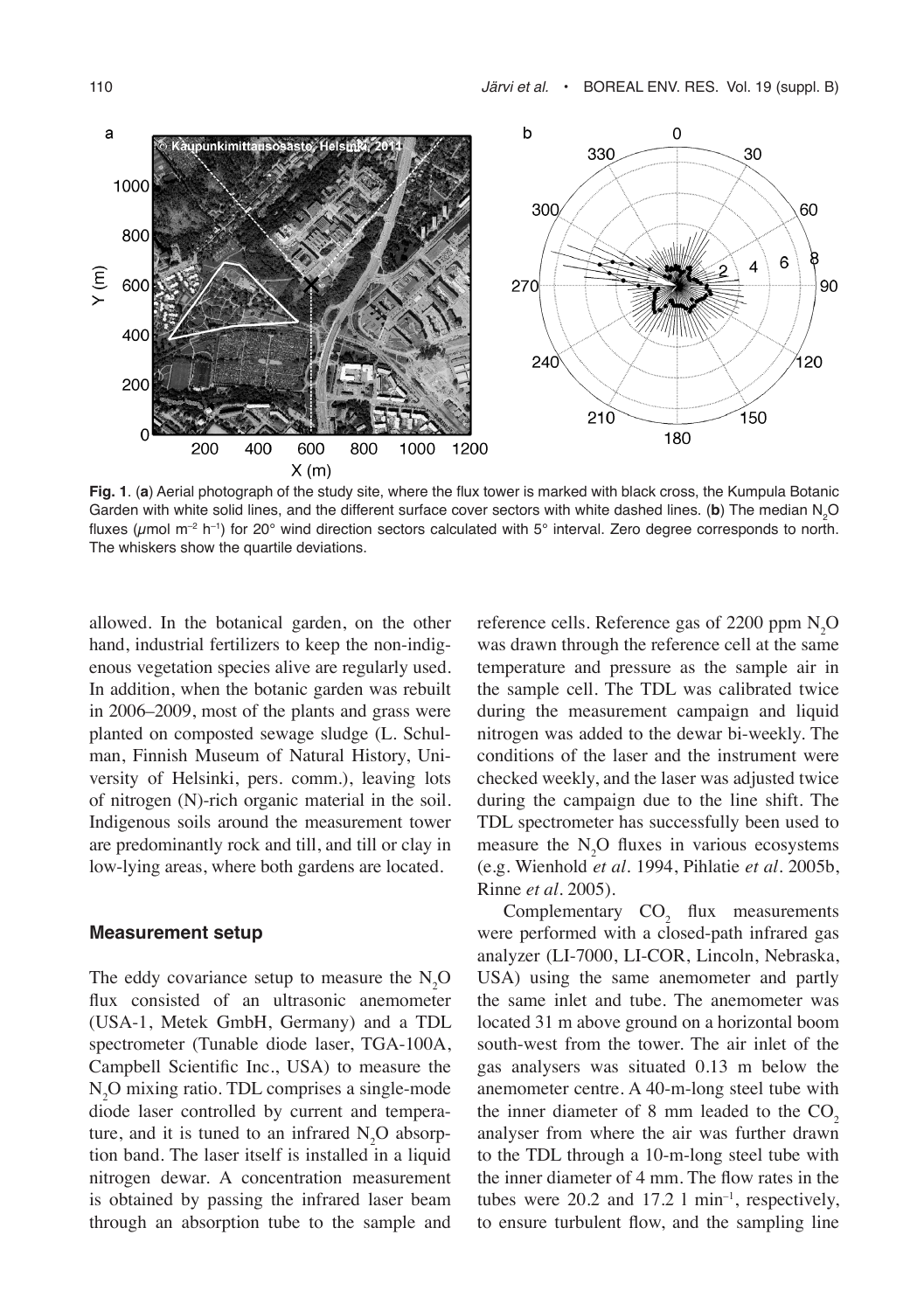**Fig. 1**. (**a**) Aerial photograph of the study site, where the flux tower is marked with black cross, the Kumpula Botanic Garden with white solid lines, and the different surface cover sectors with white dashed lines. (**b**) The median $N_2O$ fluxes ($\mu$mol m$^{-2}$ h$^{-1}$) for 20° wind direction sectors calculated with 5° interval. Zero degree corresponds to north. The whiskers show the quartile deviations.

allowed. In the botanical garden, on the other hand, industrial fertilizers to keep the non-indigenous vegetation species alive are regularly used. In addition, when the botanic garden was rebuilt in 2006–2009, most of the plants and grass were planted on composted sewage sludge (L. Schulman, Finnish Museum of Natural History, University of Helsinki, pers. comm.), leaving lots of nitrogen (N)-rich organic material in the soil. Indigenous soils around the measurement tower are predominantly rock and till, and till or clay in low-lying areas, where both gardens are located.

### Measurement setup

The eddy covariance setup to measure the $N_2O$ flux consisted of an ultrasonic anemometer (USA-1, Metek GmbH, Germany) and a TDL spectrometer (Tunable diode laser, TGA-100A, Campbell Scientific Inc., USA) to measure the $N_2O$ mixing ratio. TDL comprises a single-mode diode laser controlled by current and temperature, and it is tuned to an infrared $N_2O$ absorption band. The laser itself is installed in a liquid nitrogen dewar. A concentration measurement is obtained by passing the infrared laser beam through an absorption tube to the sample and reference cells. Reference gas of 2200 ppm $N_2O$ was drawn through the reference cell at the same temperature and pressure as the sample air in the sample cell. The TDL was calibrated twice during the measurement campaign and liquid nitrogen was added to the dewar bi-weekly. The conditions of the laser and the instrument were checked weekly, and the laser was adjusted twice during the campaign due to the line shift. The TDL spectrometer has successfully been used to measure the $N_2O$ fluxes in various ecosystems (e.g. Wienhold *et al*. 1994, Pihlatie *et al*. 2005b, Rinne *et al*. 2005).

Complementary $CO_2$ flux measurements were performed with a closed-path infrared gas analyzer (LI-7000, LI-COR, Lincoln, Nebraska, USA) using the same anemometer and partly the same inlet and tube. The anemometer was located 31 m above ground on a horizontal boom south-west from the tower. The air inlet of the gas analysers was situated 0.13 m below the anemometer centre. A 40-m-long steel tube with the inner diameter of 8 mm leaded to the $CO_2$ analyser from where the air was further drawn to the TDL through a 10-m-long steel tube with the inner diameter of 4 mm. The flow rates in the tubes were 20.2 and 17.2 l min$^{-1}$, respectively, to ensure turbulent flow, and the sampling line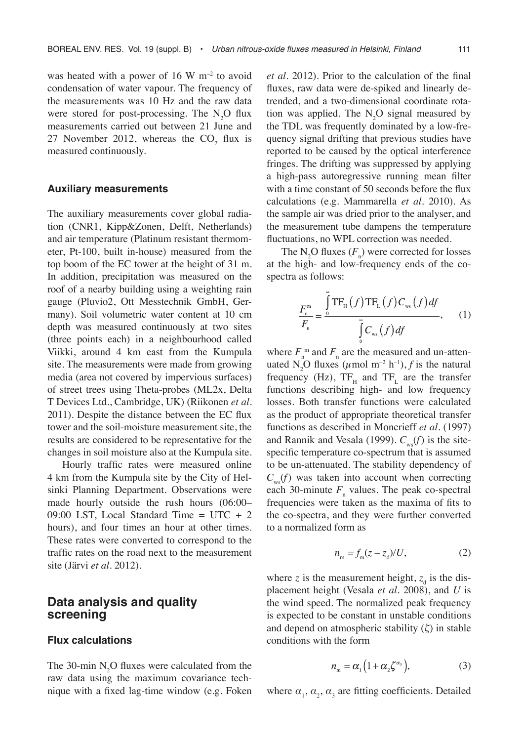was heated with a power of 16 W m$^{-2}$ to avoid condensation of water vapour. The frequency of the measurements was 10 Hz and the raw data were stored for post-processing. The $N_2O$ flux measurements carried out between 21 June and 27 November 2012, whereas the $CO_2$ flux is measured continuously.

### Auxiliary measurements

The auxiliary measurements cover global radiation (CNR1, Kipp&Zonen, Delft, Netherlands) and air temperature (Platinum resistant thermometer, Pt-100, built in-house) measured from the top boom of the EC tower at the height of 31 m. In addition, precipitation was measured on the roof of a nearby building using a weighting rain gauge (Pluvio2, Ott Messtechnik GmbH, Germany). Soil volumetric water content at 10 cm depth was measured continuously at two sites (three points each) in a neighbourhood called Viikki, around 4 km east from the Kumpula site. The measurements were made from growing media (area not covered by impervious surfaces) of street trees using Theta-probes (ML2x, Delta T Devices Ltd., Cambridge, UK) (Riikonen *et al.* 2011). Despite the distance between the EC flux tower and the soil-moisture measurement site, the results are considered to be representative for the changes in soil moisture also at the Kumpula site.

Hourly traffic rates were measured online 4 km from the Kumpula site by the City of Helsinki Planning Department. Observations were made hourly outside the rush hours (06:00–09:00 LST, Local Standard Time = UTC + 2 hours), and four times an hour at other times. These rates were converted to correspond to the traffic rates on the road next to the measurement site (Järvi *et al.* 2012).

## Data analysis and quality screening

### Flux calculations

The 30-min $N_2O$ fluxes were calculated from the raw data using the maximum covariance technique with a fixed lag-time window (e.g. Foken *et al.* 2012). Prior to the calculation of the final fluxes, raw data were de-spiked and linearly detrended, and a two-dimensional coordinate rotation was applied. The $N_2O$ signal measured by the TDL was frequently dominated by a low-frequency signal drifting that previous studies have reported to be caused by the optical interference fringes. The drifting was suppressed by applying a high-pass autoregressive running mean filter with a time constant of 50 seconds before the flux calculations (e.g. Mammarella *et al.* 2010). As the sample air was dried prior to the analyser, and the measurement tube dampens the temperature fluctuations, no WPL correction was needed.

The $N_2O$ fluxes ($F_n$) were corrected for losses at the high- and low-frequency ends of the co-spectra as follows:

$$\frac{F_n^m}{F_n} = \frac{\int_0^\infty \mathrm{TF_H}(f)\,\mathrm{TF_L}(f)\,C_{ws}(f)\,df}{\int_0^\infty C_{ws}(f)\,df}, \quad (1)$$

where $F_n^m$ and $F_n$ are the measured and un-attenuated $N_2O$ fluxes ($\mu$mol m$^{-2}$ h$^{-1}$), $f$ is the natural frequency (Hz), $\mathrm{TF_H}$ and $\mathrm{TF_L}$ are the transfer functions describing high- and low frequency losses. Both transfer functions were calculated as the product of appropriate theoretical transfer functions as described in Moncrieff *et al.* (1997) and Rannik and Vesala (1999). $C_{ws}(f)$ is the site-specific temperature co-spectrum that is assumed to be un-attenuated. The stability dependency of $C_{ws}(f)$ was taken into account when correcting each 30-minute $F_n$ values. The peak co-spectral frequencies were taken as the maxima of fits to the co-spectra, and they were further converted to a normalized form as

$$n_m = f_m(z - z_d)/U, \quad (2)$$

where $z$ is the measurement height, $z_d$ is the displacement height (Vesala *et al.* 2008), and $U$ is the wind speed. The normalized peak frequency is expected to be constant in unstable conditions and depend on atmospheric stability ($\zeta$) in stable conditions with the form

$$n_m = \alpha_1\left(1 + \alpha_2 \zeta^{\alpha_3}\right), \quad (3)$$

where $\alpha_1$, $\alpha_2$, $\alpha_3$ are fitting coefficients. Detailed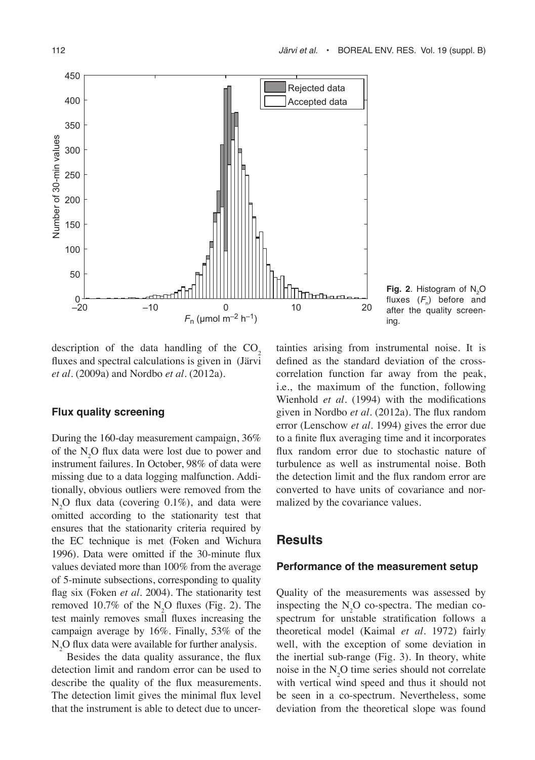**Fig. 2**. Histogram of $N_2O$ fluxes ($F_n$) before and after the quality screening.

description of the data handling of the $CO_2$ fluxes and spectral calculations is given in (Järvi *et al*. (2009a) and Nordbo *et al*. (2012a).

### Flux quality screening

During the 160-day measurement campaign, 36% of the $N_2O$ flux data were lost due to power and instrument failures. In October, 98% of data were missing due to a data logging malfunction. Additionally, obvious outliers were removed from the $N_2O$ flux data (covering 0.1%), and data were omitted according to the stationarity test that ensures that the stationarity criteria required by the EC technique is met (Foken and Wichura 1996). Data were omitted if the 30-minute flux values deviated more than 100% from the average of 5-minute subsections, corresponding to quality flag six (Foken *et al*. 2004). The stationarity test removed 10.7% of the $N_2O$ fluxes (Fig. 2). The test mainly removes small fluxes increasing the campaign average by 16%. Finally, 53% of the $N_2O$ flux data were available for further analysis.

Besides the data quality assurance, the flux detection limit and random error can be used to describe the quality of the flux measurements. The detection limit gives the minimal flux level that the instrument is able to detect due to uncertainties arising from instrumental noise. It is defined as the standard deviation of the cross-correlation function far away from the peak, i.e., the maximum of the function, following Wienhold *et al*. (1994) with the modifications given in Nordbo *et al*. (2012a). The flux random error (Lenschow *et al*. 1994) gives the error due to a finite flux averaging time and it incorporates flux random error due to stochastic nature of turbulence as well as instrumental noise. Both the detection limit and the flux random error are converted to have units of covariance and normalized by the covariance values.

## Results

### Performance of the measurement setup

Quality of the measurements was assessed by inspecting the $N_2O$ co-spectra. The median co-spectrum for unstable stratification follows a theoretical model (Kaimal *et al*. 1972) fairly well, with the exception of some deviation in the inertial sub-range (Fig. 3). In theory, white noise in the $N_2O$ time series should not correlate with vertical wind speed and thus it should not be seen in a co-spectrum. Nevertheless, some deviation from the theoretical slope was found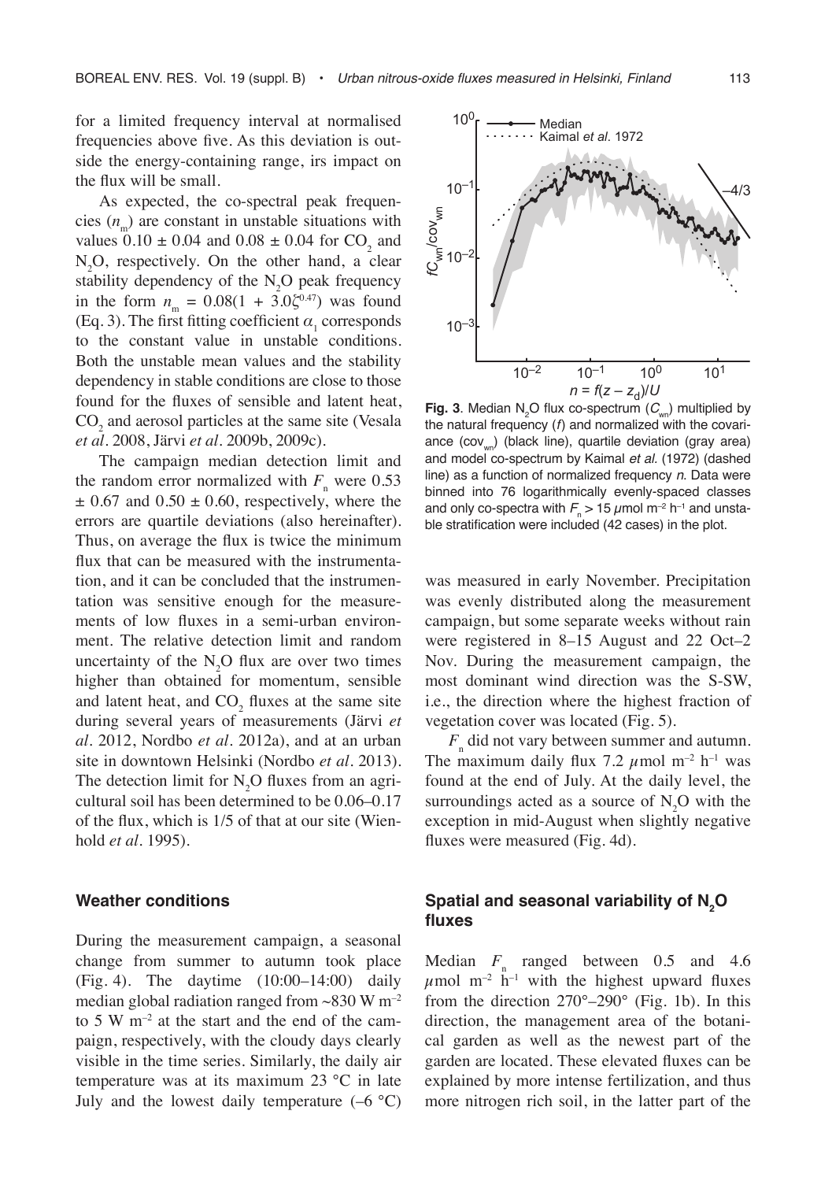for a limited frequency interval at normalised frequencies above five. As this deviation is outside the energy-containing range, irs impact on the flux will be small.

As expected, the co-spectral peak frequencies ($n_m$) are constant in unstable situations with values $0.10 \pm 0.04$ and $0.08 \pm 0.04$ for $CO_2$ and $N_2O$, respectively. On the other hand, a clear stability dependency of the $N_2O$ peak frequency in the form $n_m = 0.08(1 + 3.0\zeta^{0.47})$ was found (Eq. 3). The first fitting coefficient $\alpha_1$ corresponds to the constant value in unstable conditions. Both the unstable mean values and the stability dependency in stable conditions are close to those found for the fluxes of sensible and latent heat, $CO_2$ and aerosol particles at the same site (Vesala *et al*. 2008, Järvi *et al*. 2009b, 2009c).

The campaign median detection limit and the random error normalized with $F_n$ were $0.53 \pm 0.67$ and $0.50 \pm 0.60$, respectively, where the errors are quartile deviations (also hereinafter). Thus, on average the flux is twice the minimum flux that can be measured with the instrumentation, and it can be concluded that the instrumentation was sensitive enough for the measurements of low fluxes in a semi-urban environment. The relative detection limit and random uncertainty of the $N_2O$ flux are over two times higher than obtained for momentum, sensible and latent heat, and $CO_2$ fluxes at the same site during several years of measurements (Järvi *et al*. 2012, Nordbo *et al*. 2012a), and at an urban site in downtown Helsinki (Nordbo *et al*. 2013). The detection limit for $N_2O$ fluxes from an agricultural soil has been determined to be 0.06–0.17 of the flux, which is 1/5 of that at our site (Wienhold *et al*. 1995).

### Weather conditions

During the measurement campaign, a seasonal change from summer to autumn took place (Fig. 4). The daytime (10:00–14:00) daily median global radiation ranged from ~830 W m$^{-2}$ to 5 W m$^{-2}$ at the start and the end of the campaign, respectively, with the cloudy days clearly visible in the time series. Similarly, the daily air temperature was at its maximum 23 °C in late July and the lowest daily temperature (–6 °C) was measured in early November. Precipitation was evenly distributed along the measurement campaign, but some separate weeks without rain were registered in 8–15 August and 22 Oct–2 Nov. During the measurement campaign, the most dominant wind direction was the S-SW, i.e., the direction where the highest fraction of vegetation cover was located (Fig. 5).

$F_n$ did not vary between summer and autumn. The maximum daily flux 7.2 $\mu$mol m$^{-2}$ h$^{-1}$ was found at the end of July. At the daily level, the surroundings acted as a source of $N_2O$ with the exception in mid-August when slightly negative fluxes were measured (Fig. 4d).

**Fig. 3**. Median $N_2O$ flux co-spectrum ($C_{wn}$) multiplied by the natural frequency ($f$) and normalized with the covariance ($\mathrm{cov}_{wn}$) (black line), quartile deviation (gray area) and model co-spectrum by Kaimal *et al.* (1972) (dashed line) as a function of normalized frequency $n$. Data were binned into 76 logarithmically evenly-spaced classes and only co-spectra with $F_n > 15$ $\mu$mol m$^{-2}$ h$^{-1}$ and unstable stratification were included (42 cases) in the plot.

### Spatial and seasonal variability of $N_2O$ fluxes

Median $F_n$ ranged between 0.5 and 4.6 $\mu$mol m$^{-2}$ h$^{-1}$ with the highest upward fluxes from the direction 270°–290° (Fig. 1b). In this direction, the management area of the botanical garden as well as the newest part of the garden are located. These elevated fluxes can be explained by more intense fertilization, and thus more nitrogen rich soil, in the latter part of the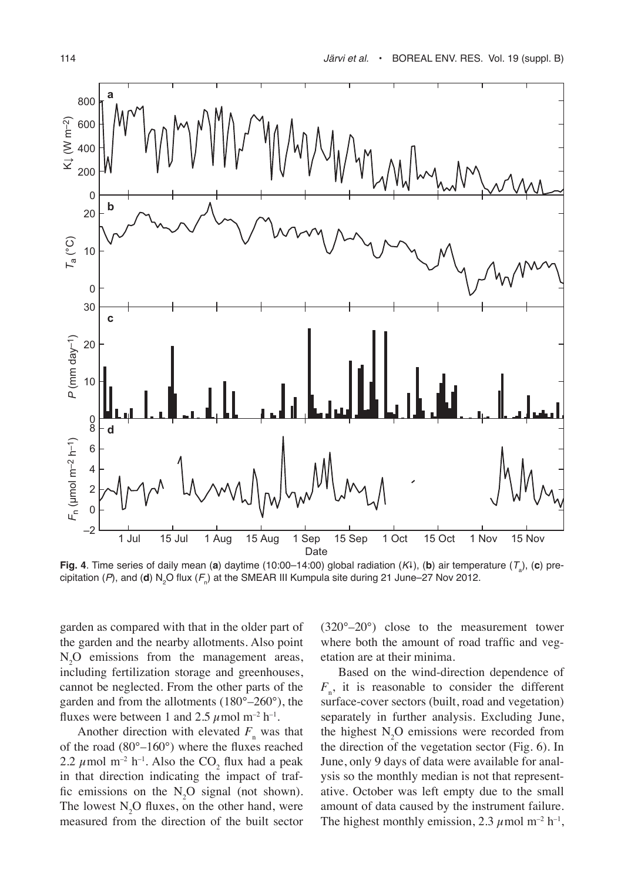**Fig. 4**. Time series of daily mean (**a**) daytime (10:00–14:00) global radiation ($K\downarrow$), (**b**) air temperature ($T_a$), (**c**) precipitation ($P$), and (**d**) $N_2O$ flux ($F_n$) at the SMEAR III Kumpula site during 21 June–27 Nov 2012.

garden as compared with that in the older part of the garden and the nearby allotments. Also point $N_2O$ emissions from the management areas, including fertilization storage and greenhouses, cannot be neglected. From the other parts of the garden and from the allotments (180°–260°), the fluxes were between 1 and 2.5 $\mu$mol m$^{-2}$ h$^{-1}$.

Another direction with elevated $F_n$ was that of the road (80°–160°) where the fluxes reached 2.2 $\mu$mol m$^{-2}$ h$^{-1}$. Also the $CO_2$ flux had a peak in that direction indicating the impact of traffic emissions on the $N_2O$ signal (not shown). The lowest $N_2O$ fluxes, on the other hand, were measured from the direction of the built sector (320°–20°) close to the measurement tower where both the amount of road traffic and vegetation are at their minima.

Based on the wind-direction dependence of $F_n$, it is reasonable to consider the different surface-cover sectors (built, road and vegetation) separately in further analysis. Excluding June, the highest $N_2O$ emissions were recorded from the direction of the vegetation sector (Fig. 6). In June, only 9 days of data were available for analysis so the monthly median is not that representative. October was left empty due to the small amount of data caused by the instrument failure. The highest monthly emission, 2.3 $\mu$mol m$^{-2}$ h$^{-1}$,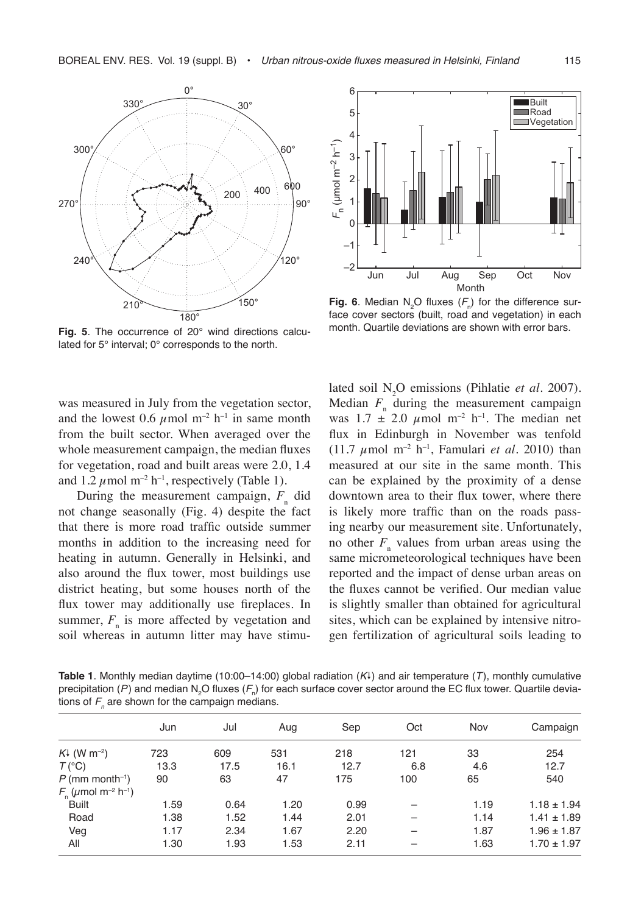**Fig. 5**. The occurrence of 20° wind directions calculated for 5° interval; 0° corresponds to the north.

**Fig. 6**. Median $N_2O$ fluxes ($F_n$) for the difference surface cover sectors (built, road and vegetation) in each month. Quartile deviations are shown with error bars.

was measured in July from the vegetation sector, and the lowest 0.6 $\mu$mol m$^{-2}$ h$^{-1}$ in same month from the built sector. When averaged over the whole measurement campaign, the median fluxes for vegetation, road and built areas were 2.0, 1.4 and 1.2 $\mu$mol m$^{-2}$ h$^{-1}$, respectively (Table 1).

During the measurement campaign, $F_n$ did not change seasonally (Fig. 4) despite the fact that there is more road traffic outside summer months in addition to the increasing need for heating in autumn. Generally in Helsinki, and also around the flux tower, most buildings use district heating, but some houses north of the flux tower may additionally use fireplaces. In summer, $F_n$ is more affected by vegetation and soil whereas in autumn litter may have stimulated soil $N_2O$ emissions (Pihlatie *et al*. 2007). Median $F_n$ during the measurement campaign was 1.7 ± 2.0 $\mu$mol m$^{-2}$ h$^{-1}$. The median net flux in Edinburgh in November was tenfold (11.7 $\mu$mol m$^{-2}$ h$^{-1}$, Famulari *et al*. 2010) than measured at our site in the same month. This can be explained by the proximity of a dense downtown area to their flux tower, where there is likely more traffic than on the roads passing nearby our measurement site. Unfortunately, no other $F_n$ values from urban areas using the same micrometeorological techniques have been reported and the impact of dense urban areas on the fluxes cannot be verified. Our median value is slightly smaller than obtained for agricultural sites, which can be explained by intensive nitrogen fertilization of agricultural soils leading to

**Table 1**. Monthly median daytime (10:00–14:00) global radiation ($K$↓) and air temperature ($T$), monthly cumulative precipitation ($P$) and median $N_2O$ fluxes ($F_n$) for each surface cover sector around the EC flux tower. Quartile deviations of $F_n$ are shown for the campaign medians.

| | Jun | Jul | Aug | Sep | Oct | Nov | Campaign |
|---|---|---|---|---|---|---|---|
| $K$↓ (W m$^{-2}$) | 723 | 609 | 531 | 218 | 121 | 33 | 254 |
| $T$ (°C) | 13.3 | 17.5 | 16.1 | 12.7 | 6.8 | 4.6 | 12.7 |
| $P$ (mm month$^{-1}$) | 90 | 63 | 47 | 175 | 100 | 65 | 540 |
| $F_n$ ($\mu$mol m$^{-2}$ h$^{-1}$) | | | | | | | |
| Built | 1.59 | 0.64 | 1.20 | 0.99 | – | 1.19 | 1.18 ± 1.94 |
| Road | 1.38 | 1.52 | 1.44 | 2.01 | – | 1.14 | 1.41 ± 1.89 |
| Veg | 1.17 | 2.34 | 1.67 | 2.20 | – | 1.87 | 1.96 ± 1.87 |
| All | 1.30 | 1.93 | 1.53 | 2.11 | – | 1.63 | 1.70 ± 1.97 |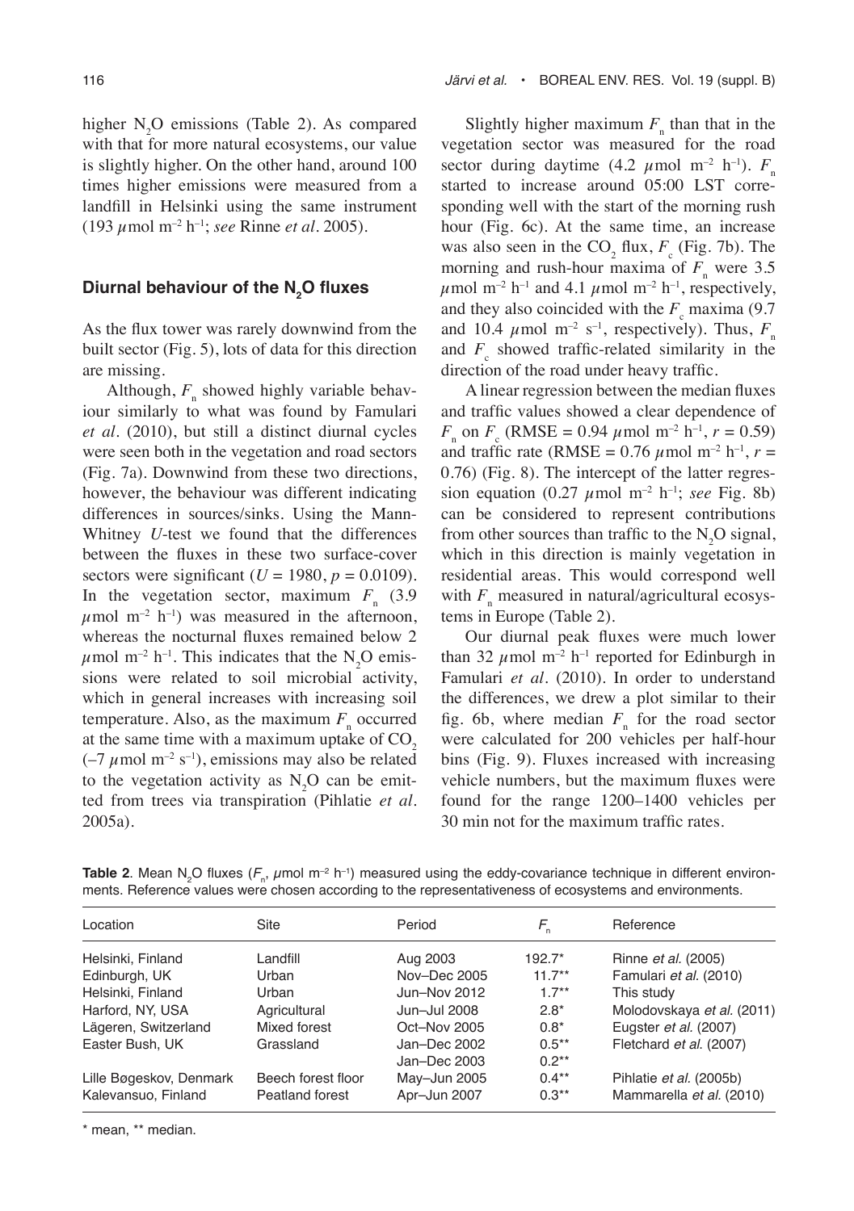higher $N_2O$ emissions (Table 2). As compared with that for more natural ecosystems, our value is slightly higher. On the other hand, around 100 times higher emissions were measured from a landfill in Helsinki using the same instrument (193 $\mu$mol m$^{-2}$ h$^{-1}$; *see* Rinne *et al*. 2005).

## Diurnal behaviour of the $N_2O$ fluxes

As the flux tower was rarely downwind from the built sector (Fig. 5), lots of data for this direction are missing.

Although, $F_n$ showed highly variable behaviour similarly to what was found by Famulari *et al*. (2010), but still a distinct diurnal cycles were seen both in the vegetation and road sectors (Fig. 7a). Downwind from these two directions, however, the behaviour was different indicating differences in sources/sinks. Using the Mann-Whitney *U*-test we found that the differences between the fluxes in these two surface-cover sectors were significant ($U = 1980$, $p = 0.0109$). In the vegetation sector, maximum $F_n$ (3.9 $\mu$mol m$^{-2}$ h$^{-1}$) was measured in the afternoon, whereas the nocturnal fluxes remained below 2 $\mu$mol m$^{-2}$ h$^{-1}$. This indicates that the $N_2O$ emissions were related to soil microbial activity, which in general increases with increasing soil temperature. Also, as the maximum $F_n$ occurred at the same time with a maximum uptake of $CO_2$ ($-7$ $\mu$mol m$^{-2}$ s$^{-1}$), emissions may also be related to the vegetation activity as $N_2O$ can be emitted from trees via transpiration (Pihlatie *et al*. 2005a).

Slightly higher maximum $F_n$ than that in the vegetation sector was measured for the road sector during daytime (4.2 $\mu$mol m$^{-2}$ h$^{-1}$). $F_n$ started to increase around 05:00 LST corresponding well with the start of the morning rush hour (Fig. 6c). At the same time, an increase was also seen in the $CO_2$ flux, $F_c$ (Fig. 7b). The morning and rush-hour maxima of $F_n$ were 3.5 $\mu$mol m$^{-2}$ h$^{-1}$ and 4.1 $\mu$mol m$^{-2}$ h$^{-1}$, respectively, and they also coincided with the $F_c$ maxima (9.7 and 10.4 $\mu$mol m$^{-2}$ s$^{-1}$, respectively). Thus, $F_n$ and $F_c$ showed traffic-related similarity in the direction of the road under heavy traffic.

A linear regression between the median fluxes and traffic values showed a clear dependence of $F_n$ on $F_c$ (RMSE = 0.94 $\mu$mol m$^{-2}$ h$^{-1}$, $r = 0.59$) and traffic rate (RMSE = 0.76 $\mu$mol m$^{-2}$ h$^{-1}$, $r = 0.76$) (Fig. 8). The intercept of the latter regression equation (0.27 $\mu$mol m$^{-2}$ h$^{-1}$; *see* Fig. 8b) can be considered to represent contributions from other sources than traffic to the $N_2O$ signal, which in this direction is mainly vegetation in residential areas. This would correspond well with $F_n$ measured in natural/agricultural ecosystems in Europe (Table 2).

Our diurnal peak fluxes were much lower than 32 $\mu$mol m$^{-2}$ h$^{-1}$ reported for Edinburgh in Famulari *et al*. (2010). In order to understand the differences, we drew a plot similar to their fig. 6b, where median $F_n$ for the road sector were calculated for 200 vehicles per half-hour bins (Fig. 9). Fluxes increased with increasing vehicle numbers, but the maximum fluxes were found for the range 1200–1400 vehicles per 30 min not for the maximum traffic rates.

**Table 2**. Mean $N_2O$ fluxes ($F_n$, $\mu$mol m$^{-2}$ h$^{-1}$) measured using the eddy-covariance technique in different environments. Reference values were chosen according to the representativeness of ecosystems and environments.

| Location | Site | Period | $F_n$ | Reference |
|---|---|---|---|---|
| Helsinki, Finland | Landfill | Aug 2003 | 192.7* | Rinne *et al.* (2005) |
| Edinburgh, UK | Urban | Nov–Dec 2005 | 11.7** | Famulari *et al.* (2010) |
| Helsinki, Finland | Urban | Jun–Nov 2012 | 1.7** | This study |
| Harford, NY, USA | Agricultural | Jun–Jul 2008 | 2.8* | Molodovskaya *et al.* (2011) |
| Lägeren, Switzerland | Mixed forest | Oct–Nov 2005 | 0.8* | Eugster *et al.* (2007) |
| Easter Bush, UK | Grassland | Jan–Dec 2002 | 0.5** | Fletchard *et al.* (2007) |
| | | Jan–Dec 2003 | 0.2** | |
| Lille Bøgeskov, Denmark | Beech forest floor | May–Jun 2005 | 0.4** | Pihlatie *et al.* (2005b) |
| Kalevansuo, Finland | Peatland forest | Apr–Jun 2007 | 0.3** | Mammarella *et al.* (2010) |

\* mean, ** median.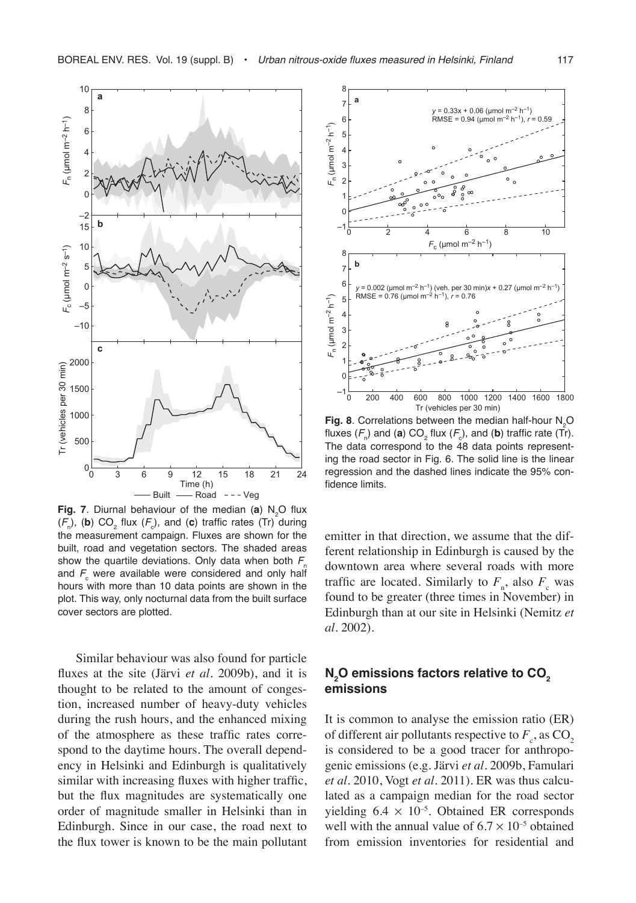**Fig. 7**. Diurnal behaviour of the median (**a**) $N_2O$ flux ($F_n$), (**b**) $CO_2$ flux ($F_c$), and (**c**) traffic rates (Tr) during the measurement campaign. Fluxes are shown for the built, road and vegetation sectors. The shaded areas show the quartile deviations. Only data when both $F_n$ and $F_c$ were available were considered and only half hours with more than 10 data points are shown in the plot. This way, only nocturnal data from the built surface cover sectors are plotted.

**Fig. 8**. Correlations between the median half-hour $N_2O$ fluxes ($F_n$) and (**a**) $CO_2$ flux ($F_c$), and (**b**) traffic rate (Tr). The data correspond to the 48 data points representing the road sector in Fig. 6. The solid line is the linear regression and the dashed lines indicate the 95% confidence limits.

Similar behaviour was also found for particle fluxes at the site (Järvi *et al*. 2009b), and it is thought to be related to the amount of congestion, increased number of heavy-duty vehicles during the rush hours, and the enhanced mixing of the atmosphere as these traffic rates correspond to the daytime hours. The overall dependency in Helsinki and Edinburgh is qualitatively similar with increasing fluxes with higher traffic, but the flux magnitudes are systematically one order of magnitude smaller in Helsinki than in Edinburgh. Since in our case, the road next to the flux tower is known to be the main pollutant emitter in that direction, we assume that the different relationship in Edinburgh is caused by the downtown area where several roads with more traffic are located. Similarly to $F_n$, also $F_c$ was found to be greater (three times in November) in Edinburgh than at our site in Helsinki (Nemitz *et al*. 2002).

## $N_2O$ emissions factors relative to $CO_2$ emissions

It is common to analyse the emission ratio (ER) of different air pollutants respective to $F_c$, as $CO_2$ is considered to be a good tracer for anthropogenic emissions (e.g. Järvi *et al*. 2009b, Famulari *et al*. 2010, Vogt *et al*. 2011). ER was thus calculated as a campaign median for the road sector yielding $6.4 \times 10^{-5}$. Obtained ER corresponds well with the annual value of $6.7 \times 10^{-5}$ obtained from emission inventories for residential and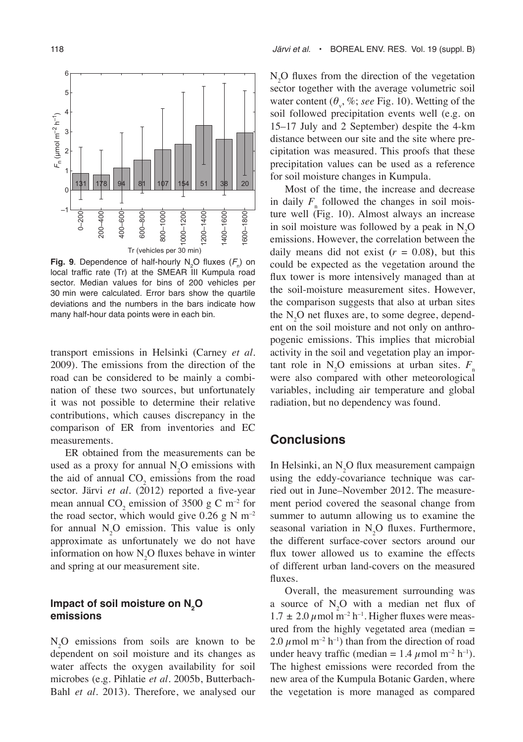**Fig. 9**. Dependence of half-hourly $N_2O$ fluxes ($F_n$) on local traffic rate (Tr) at the SMEAR III Kumpula road sector. Median values for bins of 200 vehicles per 30 min were calculated. Error bars show the quartile deviations and the numbers in the bars indicate how many half-hour data points were in each bin.

transport emissions in Helsinki (Carney *et al.* 2009). The emissions from the direction of the road can be considered to be mainly a combination of these two sources, but unfortunately it was not possible to determine their relative contributions, which causes discrepancy in the comparison of ER from inventories and EC measurements.

ER obtained from the measurements can be used as a proxy for annual $N_2O$ emissions with the aid of annual $CO_2$ emissions from the road sector. Järvi *et al.* (2012) reported a five-year mean annual $CO_2$ emission of 3500 g C m$^{-2}$ for the road sector, which would give 0.26 g N m$^{-2}$ for annual $N_2O$ emission. This value is only approximate as unfortunately we do not have information on how $N_2O$ fluxes behave in winter and spring at our measurement site.

### Impact of soil moisture on $N_2O$ emissions

$N_2O$ emissions from soils are known to be dependent on soil moisture and its changes as water affects the oxygen availability for soil microbes (e.g. Pihlatie *et al.* 2005b, Butterbach-Bahl *et al.* 2013). Therefore, we analysed our $N_2O$ fluxes from the direction of the vegetation sector together with the average volumetric soil water content ($\theta_v$, %; *see* Fig. 10). Wetting of the soil followed precipitation events well (e.g. on 15–17 July and 2 September) despite the 4-km distance between our site and the site where precipitation was measured. This proofs that these precipitation values can be used as a reference for soil moisture changes in Kumpula.

Most of the time, the increase and decrease in daily $F_n$ followed the changes in soil moisture well (Fig. 10). Almost always an increase in soil moisture was followed by a peak in $N_2O$ emissions. However, the correlation between the daily means did not exist ($r$ = 0.08), but this could be expected as the vegetation around the flux tower is more intensively managed than at the soil-moisture measurement sites. However, the comparison suggests that also at urban sites the $N_2O$ net fluxes are, to some degree, dependent on the soil moisture and not only on anthropogenic emissions. This implies that microbial activity in the soil and vegetation play an important role in $N_2O$ emissions at urban sites. $F_n$ were also compared with other meteorological variables, including air temperature and global radiation, but no dependency was found.

## Conclusions

In Helsinki, an $N_2O$ flux measurement campaign using the eddy-covariance technique was carried out in June–November 2012. The measurement period covered the seasonal change from summer to autumn allowing us to examine the seasonal variation in $N_2O$ fluxes. Furthermore, the different surface-cover sectors around our flux tower allowed us to examine the effects of different urban land-covers on the measured fluxes.

Overall, the measurement surrounding was a source of $N_2O$ with a median net flux of $1.7 \pm 2.0$ $\mu$mol m$^{-2}$ h$^{-1}$. Higher fluxes were measured from the highly vegetated area (median = 2.0 $\mu$mol m$^{-2}$ h$^{-1}$) than from the direction of road under heavy traffic (median = 1.4 $\mu$mol m$^{-2}$ h$^{-1}$). The highest emissions were recorded from the new area of the Kumpula Botanic Garden, where the vegetation is more managed as compared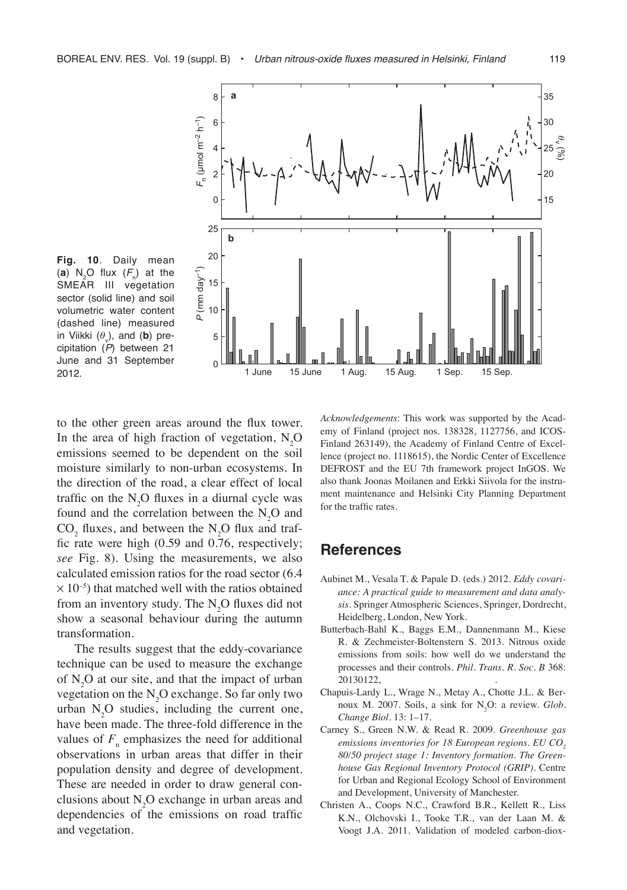**Fig. 10**. Daily mean (**a**) $N_2O$ flux ($F_n$) at the SMEAR III vegetation sector (solid line) and soil volumetric water content (dashed line) measured in Viikki ($\theta_v$), and (**b**) precipitation ($P$) between 21 June and 31 September 2012.

to the other green areas around the flux tower. In the area of high fraction of vegetation, $N_2O$ emissions seemed to be dependent on the soil moisture similarly to non-urban ecosystems. In the direction of the road, a clear effect of local traffic on the $N_2O$ fluxes in a diurnal cycle was found and the correlation between the $N_2O$ and $CO_2$ fluxes, and between the $N_2O$ flux and traffic rate were high (0.59 and 0.76, respectively; *see* Fig. 8). Using the measurements, we also calculated emission ratios for the road sector (6.4 $\times 10^{-5}$) that matched well with the ratios obtained from an inventory study. The $N_2O$ fluxes did not show a seasonal behaviour during the autumn transformation.

The results suggest that the eddy-covariance technique can be used to measure the exchange of $N_2O$ at our site, and that the impact of urban vegetation on the $N_2O$ exchange. So far only two urban $N_2O$ studies, including the current one, have been made. The three-fold difference in the values of $F_n$ emphasizes the need for additional observations in urban areas that differ in their population density and degree of development. These are needed in order to draw general conclusions about $N_2O$ exchange in urban areas and dependencies of the emissions on road traffic and vegetation.

*Acknowledgements*: This work was supported by the Academy of Finland (project nos. 138328, 1127756, and ICOS-Finland 263149), the Academy of Finland Centre of Excellence (project no. 1118615), the Nordic Center of Excellence DEFROST and the EU 7th framework project InGOS. We also thank Joonas Moilanen and Erkki Siivola for the instrument maintenance and Helsinki City Planning Department for the traffic rates.

## References

Aubinet M., Vesala T. & Papale D. (eds.) 2012. *Eddy covariance: A practical guide to measurement and data analysis*. Springer Atmospheric Sciences, Springer, Dordrecht, Heidelberg, London, New York.

Butterbach-Bahl K., Baggs E.M., Dannenmann M., Kiese R. & Zechmeister-Boltenstern S. 2013. Nitrous oxide emissions from soils: how well do we understand the processes and their controls. *Phil. Trans. R. Soc. B* 368: 20130122, .

Chapuis-Lardy L., Wrage N., Metay A., Chotte J.L. & Bernoux M. 2007. Soils, a sink for $N_2O$: a review. *Glob. Change Biol.* 13: 1–17.

Carney S., Green N.W. & Read R. 2009. *Greenhouse gas emissions inventories for 18 European regions. EU $CO_2$ 80/50 project stage 1: Inventory formation. The Greenhouse Gas Regional Inventory Protocol (GRIP)*. Centre for Urban and Regional Ecology School of Environment and Development, University of Manchester.

Christen A., Coops N.C., Crawford B.R., Kellett R., Liss K.N., Olchovski I., Tooke T.R., van der Laan M. & Voogt J.A. 2011. Validation of modeled carbon-diox-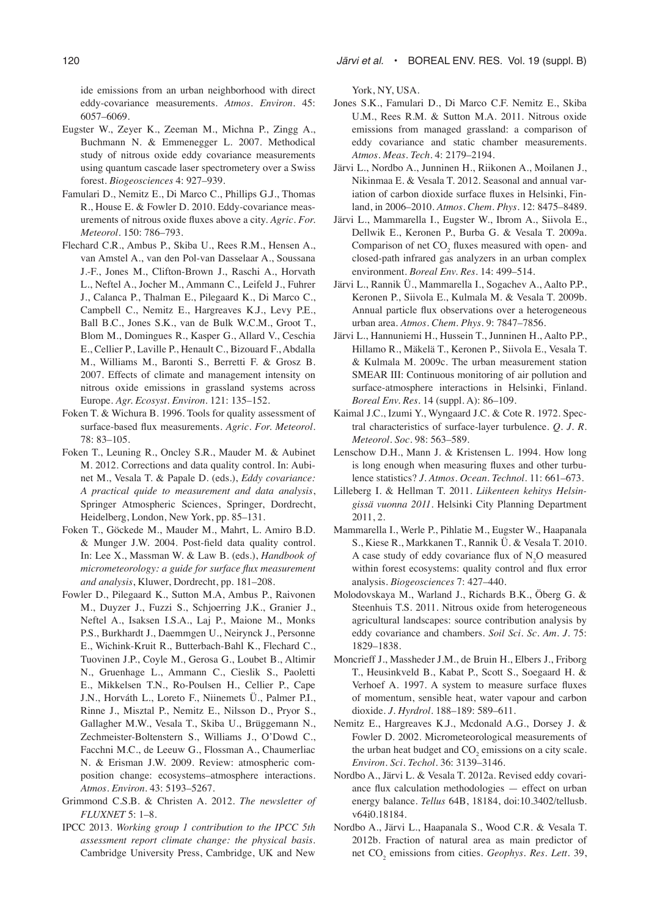ide emissions from an urban neighborhood with direct eddy-covariance measurements. *Atmos. Environ.* 45: 6057–6069.

Eugster W., Zeyer K., Zeeman M., Michna P., Zingg A., Buchmann N. & Emmenegger L. 2007. Methodical study of nitrous oxide eddy covariance measurements using quantum cascade laser spectrometery over a Swiss forest. *Biogeosciences* 4: 927–939.

Famulari D., Nemitz E., Di Marco C., Phillips G.J., Thomas R., House E. & Fowler D. 2010. Eddy-covariance measurements of nitrous oxide fluxes above a city. *Agric. For. Meteorol.* 150: 786–793.

Flechard C.R., Ambus P., Skiba U., Rees R.M., Hensen A., van Amstel A., van den Pol-van Dasselaar A., Soussana J.-F., Jones M., Clifton-Brown J., Raschi A., Horvath L., Neftel A., Jocher M., Ammann C., Leifeld J., Fuhrer J., Calanca P., Thalman E., Pilegaard K., Di Marco C., Campbell C., Nemitz E., Hargreaves K.J., Levy P.E., Ball B.C., Jones S.K., van de Bulk W.C.M., Groot T., Blom M., Domingues R., Kasper G., Allard V., Ceschia E., Cellier P., Laville P., Henault C., Bizouard F., Abdalla M., Williams M., Baronti S., Berretti F. & Grosz B. 2007. Effects of climate and management intensity on nitrous oxide emissions in grassland systems across Europe. *Agr. Ecosyst. Environ.* 121: 135–152.

Foken T. & Wichura B. 1996. Tools for quality assessment of surface-based flux measurements. *Agric. For. Meteorol.* 78: 83–105.

Foken T., Leuning R., Oncley S.R., Mauder M. & Aubinet M. 2012. Corrections and data quality control. In: Aubinet M., Vesala T. & Papale D. (eds.), *Eddy covariance: A practical quide to measurement and data analysis*, Springer Atmospheric Sciences, Springer, Dordrecht, Heidelberg, London, New York, pp. 85–131.

Foken T., Göckede M., Mauder M., Mahrt, L. Amiro B.D. & Munger J.W. 2004. Post-field data quality control. In: Lee X., Massman W. & Law B. (eds.), *Handbook of micrometeorology: a guide for surface flux measurement and analysis*, Kluwer, Dordrecht, pp. 181–208.

Fowler D., Pilegaard K., Sutton M.A, Ambus P., Raivonen M., Duyzer J., Fuzzi S., Schjoerring J.K., Granier J., Neftel A., Isaksen I.S.A., Laj P., Maione M., Monks P.S., Burkhardt J., Daemmgen U., Neirynck J., Personne E., Wichink-Kruit R., Butterbach-Bahl K., Flechard C., Tuovinen J.P., Coyle M., Gerosa G., Loubet B., Altimir N., Gruenhage L., Ammann C., Cieslik S., Paoletti E., Mikkelsen T.N., Ro-Poulsen H., Cellier P., Cape J.N., Horváth L., Loreto F., Niinemets Ü., Palmer P.I., Rinne J., Misztal P., Nemitz E., Nilsson D., Pryor S., Gallagher M.W., Vesala T., Skiba U., Brüggemann N., Zechmeister-Boltenstern S., Williams J., O'Dowd C., Facchni M.C., de Leeuw G., Flossman A., Chaumerliac N. & Erisman J.W. 2009. Review: atmospheric composition change: ecosystems–atmosphere interactions. *Atmos. Environ.* 43: 5193–5267.

Grimmond C.S.B. & Christen A. 2012. *The newsletter of FLUXNET* 5: 1–8.

IPCC 2013. *Working group 1 contribution to the IPCC 5th assessment report climate change: the physical basis.* Cambridge University Press, Cambridge, UK and New York, NY, USA.

Jones S.K., Famulari D., Di Marco C.F. Nemitz E., Skiba U.M., Rees R.M. & Sutton M.A. 2011. Nitrous oxide emissions from managed grassland: a comparison of eddy covariance and static chamber measurements. *Atmos. Meas. Tech.* 4: 2179–2194.

Järvi L., Nordbo A., Junninen H., Riikonen A., Moilanen J., Nikinmaa E. & Vesala T. 2012. Seasonal and annual variation of carbon dioxide surface fluxes in Helsinki, Finland, in 2006–2010. *Atmos. Chem. Phys.* 12: 8475–8489.

Järvi L., Mammarella I., Eugster W., Ibrom A., Siivola E., Dellwik E., Keronen P., Burba G. & Vesala T. 2009a. Comparison of net $CO_2$ fluxes measured with open- and closed-path infrared gas analyzers in an urban complex environment. *Boreal Env. Res.* 14: 499–514.

Järvi L., Rannik Ü., Mammarella I., Sogachev A., Aalto P.P., Keronen P., Siivola E., Kulmala M. & Vesala T. 2009b. Annual particle flux observations over a heterogeneous urban area. *Atmos. Chem. Phys.* 9: 7847–7856.

Järvi L., Hannuniemi H., Hussein T., Junninen H., Aalto P.P., Hillamo R., Mäkelä T., Keronen P., Siivola E., Vesala T. & Kulmala M. 2009c. The urban measurement station SMEAR III: Continuous monitoring of air pollution and surface-atmosphere interactions in Helsinki, Finland. *Boreal Env. Res.* 14 (suppl. A): 86–109.

Kaimal J.C., Izumi Y., Wyngaard J.C. & Cote R. 1972. Spectral characteristics of surface-layer turbulence. *Q. J. R. Meteorol. Soc.* 98: 563–589.

Lenschow D.H., Mann J. & Kristensen L. 1994. How long is long enough when measuring fluxes and other turbulence statistics? *J. Atmos. Ocean. Technol.* 11: 661–673.

Lilleberg I. & Hellman T. 2011. *Liikenteen kehitys Helsingissä vuonna 2011.* Helsinki City Planning Department 2011, 2.

Mammarella I., Werle P., Pihlatie M., Eugster W., Haapanala S., Kiese R., Markkanen T., Rannik Ü. & Vesala T. 2010. A case study of eddy covariance flux of $N_2O$ measured within forest ecosystems: quality control and flux error analysis. *Biogeosciences* 7: 427–440.

Molodovskaya M., Warland J., Richards B.K., Öberg G. & Steenhuis T.S. 2011. Nitrous oxide from heterogeneous agricultural landscapes: source contribution analysis by eddy covariance and chambers. *Soil Sci. Sc. Am. J.* 75: 1829–1838.

Moncrieff J., Massheder J.M., de Bruin H., Elbers J., Friborg T., Heusinkveld B., Kabat P., Scott S., Soegaard H. & Verhoef A. 1997. A system to measure surface fluxes of momentum, sensible heat, water vapour and carbon dioxide. *J. Hyrdrol.* 188–189: 589–611.

Nemitz E., Hargreaves K.J., Mcdonald A.G., Dorsey J. & Fowler D. 2002. Micrometeorological measurements of the urban heat budget and $CO_2$ emissions on a city scale. *Environ. Sci. Techol.* 36: 3139–3146.

Nordbo A., Järvi L. & Vesala T. 2012a. Revised eddy covariance flux calculation methodologies — effect on urban energy balance. *Tellus* 64B, 18184, doi:10.3402/tellusb.v64i0.18184.

Nordbo A., Järvi L., Haapanala S., Wood C.R. & Vesala T. 2012b. Fraction of natural area as main predictor of net $CO_2$ emissions from cities. *Geophys. Res. Lett.* 39,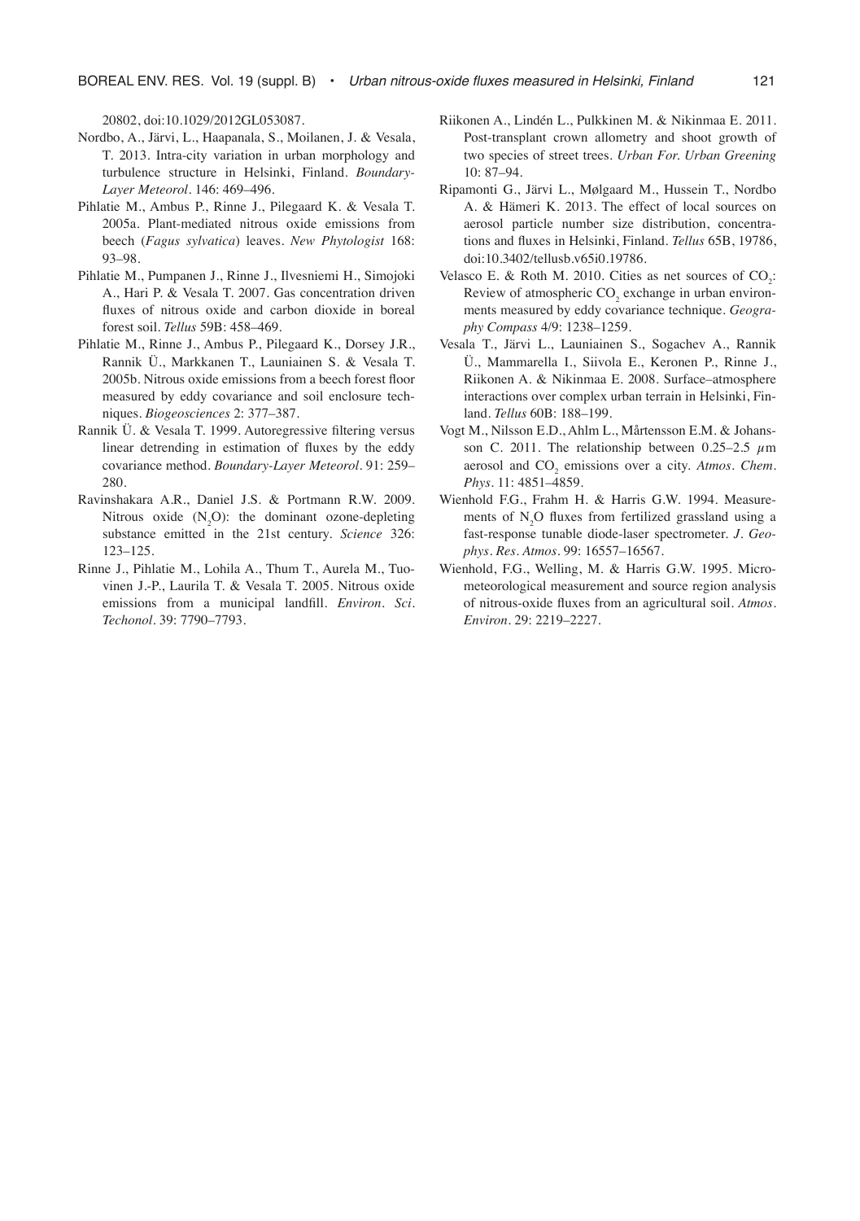20802, doi:10.1029/2012GL053087.

Nordbo, A., Järvi, L., Haapanala, S., Moilanen, J. & Vesala, T. 2013. Intra-city variation in urban morphology and turbulence structure in Helsinki, Finland. *Boundary-Layer Meteorol.* 146: 469–496.

Pihlatie M., Ambus P., Rinne J., Pilegaard K. & Vesala T. 2005a. Plant-mediated nitrous oxide emissions from beech (*Fagus sylvatica*) leaves. *New Phytologist* 168: 93–98.

Pihlatie M., Pumpanen J., Rinne J., Ilvesniemi H., Simojoki A., Hari P. & Vesala T. 2007. Gas concentration driven fluxes of nitrous oxide and carbon dioxide in boreal forest soil. *Tellus* 59B: 458–469.

Pihlatie M., Rinne J., Ambus P., Pilegaard K., Dorsey J.R., Rannik Ü., Markkanen T., Launiainen S. & Vesala T. 2005b. Nitrous oxide emissions from a beech forest floor measured by eddy covariance and soil enclosure techniques. *Biogeosciences* 2: 377–387.

Rannik Ü. & Vesala T. 1999. Autoregressive filtering versus linear detrending in estimation of fluxes by the eddy covariance method. *Boundary-Layer Meteorol.* 91: 259–280.

Ravinshakara A.R., Daniel J.S. & Portmann R.W. 2009. Nitrous oxide ($N_2O$): the dominant ozone-depleting substance emitted in the 21st century. *Science* 326: 123–125.

Rinne J., Pihlatie M., Lohila A., Thum T., Aurela M., Tuovinen J.-P., Laurila T. & Vesala T. 2005. Nitrous oxide emissions from a municipal landfill. *Environ. Sci. Techonol.* 39: 7790–7793.

Riikonen A., Lindén L., Pulkkinen M. & Nikinmaa E. 2011. Post-transplant crown allometry and shoot growth of two species of street trees. *Urban For. Urban Greening* 10: 87–94.

Ripamonti G., Järvi L., Mølgaard M., Hussein T., Nordbo A. & Hämeri K. 2013. The effect of local sources on aerosol particle number size distribution, concentrations and fluxes in Helsinki, Finland. *Tellus* 65B, 19786, doi:10.3402/tellusb.v65i0.19786.

Velasco E. & Roth M. 2010. Cities as net sources of $CO_2$: Review of atmospheric $CO_2$ exchange in urban environments measured by eddy covariance technique. *Geography Compass* 4/9: 1238–1259.

Vesala T., Järvi L., Launiainen S., Sogachev A., Rannik Ü., Mammarella I., Siivola E., Keronen P., Rinne J., Riikonen A. & Nikinmaa E. 2008. Surface–atmosphere interactions over complex urban terrain in Helsinki, Finland. *Tellus* 60B: 188–199.

Vogt M., Nilsson E.D., Ahlm L., Mårtensson E.M. & Johansson C. 2011. The relationship between 0.25–2.5 $\mu$m aerosol and $CO_2$ emissions over a city. *Atmos. Chem. Phys.* 11: 4851–4859.

Wienhold F.G., Frahm H. & Harris G.W. 1994. Measurements of $N_2O$ fluxes from fertilized grassland using a fast-response tunable diode-laser spectrometer. *J. Geophys. Res. Atmos.* 99: 16557–16567.

Wienhold, F.G., Welling, M. & Harris G.W. 1995. Micrometeorological measurement and source region analysis of nitrous-oxide fluxes from an agricultural soil. *Atmos. Environ.* 29: 2219–2227.